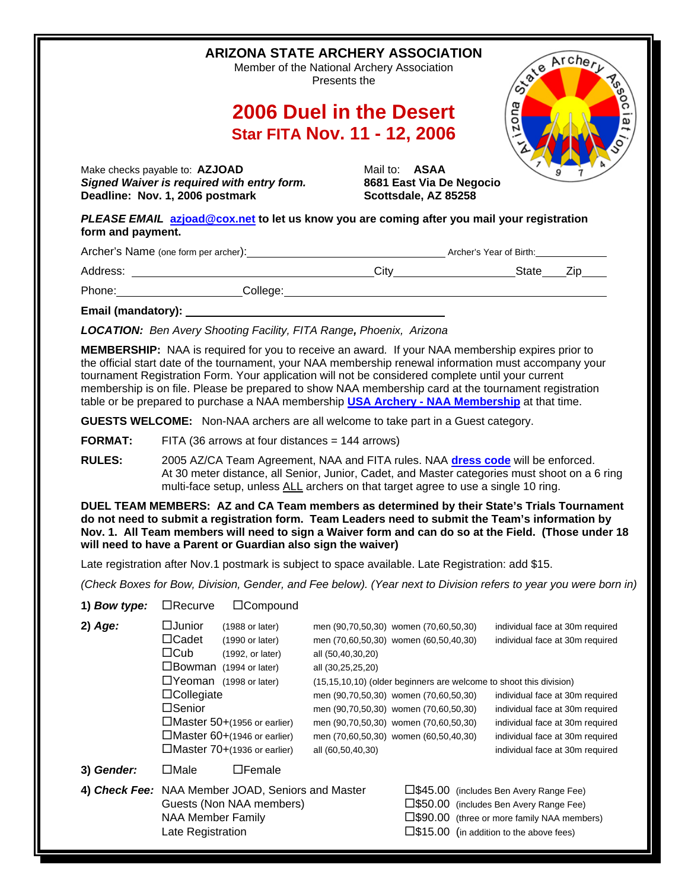# ARIZONA STATE ARCHERY ASSOCIATION

Member of the National Archery Association
Presents the

## 2006 Duel in the Desert

## Star FITA Nov. 11 - 12, 2006

Make checks payable to: **AZJOAD**
***Signed Waiver is required with entry form.***
**Deadline: Nov. 1, 2006 postmark**

Mail to: **ASAA**
**8681 East Via De Negocio**
**Scottsdale, AZ 85258**

***PLEASE EMAIL*** **azjoad@cox.net to let us know you are coming after you mail your registration form and payment.**

Archer's Name (one form per archer): ______________________ Archer's Year of Birth: __________

Address: ______________________ City __________ State ____ Zip ____

Phone: __________ College: ______________________

**Email (mandatory):** ______________________

***LOCATION:*** *Ben Avery Shooting Facility, FITA Range, Phoenix, Arizona*

**MEMBERSHIP:** NAA is required for you to receive an award. If your NAA membership expires prior to the official start date of the tournament, your NAA membership renewal information must accompany your tournament Registration Form. Your application will not be considered complete until your current membership is on file. Please be prepared to show NAA membership card at the tournament registration table or be prepared to purchase a NAA membership **USA Archery - NAA Membership** at that time.

**GUESTS WELCOME:** Non-NAA archers are all welcome to take part in a Guest category.

**FORMAT:** FITA (36 arrows at four distances = 144 arrows)

**RULES:** 2005 AZ/CA Team Agreement, NAA and FITA rules. NAA **dress code** will be enforced. At 30 meter distance, all Senior, Junior, Cadet, and Master categories must shoot on a 6 ring multi-face setup, unless ALL archers on that target agree to use a single 10 ring.

**DUEL TEAM MEMBERS: AZ and CA Team members as determined by their State's Trials Tournament do not need to submit a registration form. Team Leaders need to submit the Team's information by Nov. 1. All Team members will need to sign a Waiver form and can do so at the Field. (Those under 18 will need to have a Parent or Guardian also sign the waiver)**

Late registration after Nov.1 postmark is subject to space available. Late Registration: add $15.

*(Check Boxes for Bow, Division, Gender, and Fee below). (Year next to Division refers to year you were born in)*

**1) *Bow type:*** ☐Recurve ☐Compound

**2) *Age:***

| Division | Birth year | Distances | Face |
|---|---|---|---|
| ☐Junior | (1988 or later) | men (90,70,50,30) women (70,60,50,30) | individual face at 30m required |
| ☐Cadet | (1990 or later) | men (70,60,50,30) women (60,50,40,30) | individual face at 30m required |
| ☐Cub | (1992, or later) | all (50,40,30,20) | |
| ☐Bowman | (1994 or later) | all (30,25,25,20) | |
| ☐Yeoman | (1998 or later) | (15,15,10,10) (older beginners are welcome to shoot this division) | |
| ☐Collegiate | | men (90,70,50,30) women (70,60,50,30) | individual face at 30m required |
| ☐Senior | | men (90,70,50,30) women (70,60,50,30) | individual face at 30m required |
| ☐Master 50+ | (1956 or earlier) | men (90,70,50,30) women (70,60,50,30) | individual face at 30m required |
| ☐Master 60+ | (1946 or earlier) | men (70,60,50,30) women (60,50,40,30) | individual face at 30m required |
| ☐Master 70+ | (1936 or earlier) | all (60,50,40,30) | individual face at 30m required |

**3) *Gender:*** ☐Male ☐Female

**4) *Check Fee:***

| Category | Fee |
|---|---|
| NAA Member JOAD, Seniors and Master | ☐$45.00 (includes Ben Avery Range Fee) |
| Guests (Non NAA members) | ☐$50.00 (includes Ben Avery Range Fee) |
| NAA Member Family | ☐$90.00 (three or more family NAA members) |
| Late Registration | ☐$15.00 (in addition to the above fees) |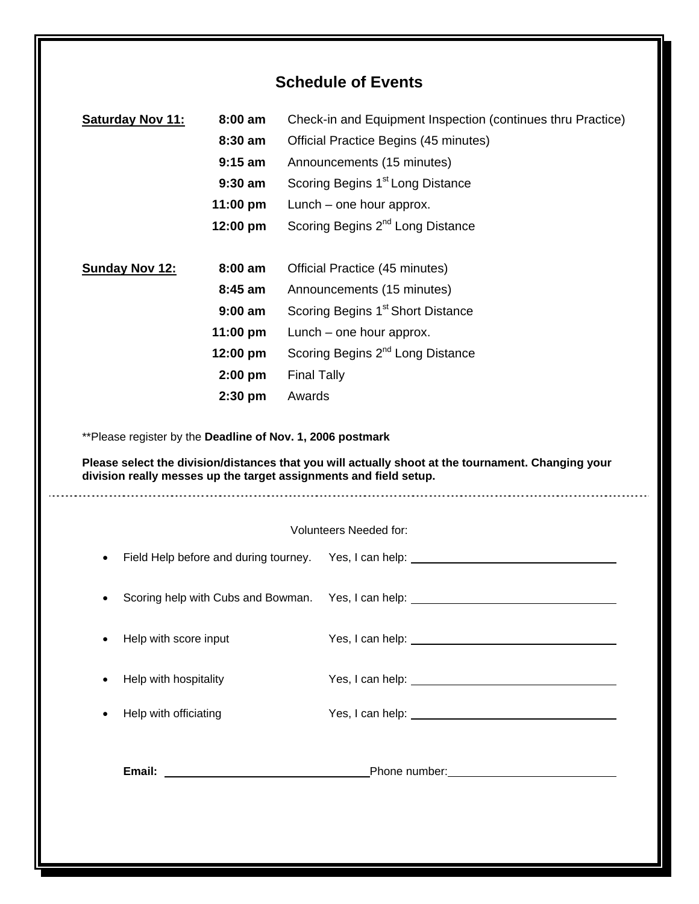# Schedule of Events

| | | |
|---|---|---|
| **Saturday Nov 11:** | **8:00 am** | Check-in and Equipment Inspection (continues thru Practice) |
| | **8:30 am** | Official Practice Begins (45 minutes) |
| | **9:15 am** | Announcements (15 minutes) |
| | **9:30 am** | Scoring Begins 1st Long Distance |
| | **11:00 pm** | Lunch – one hour approx. |
| | **12:00 pm** | Scoring Begins 2nd Long Distance |
| **Sunday Nov 12:** | **8:00 am** | Official Practice (45 minutes) |
| | **8:45 am** | Announcements (15 minutes) |
| | **9:00 am** | Scoring Begins 1st Short Distance |
| | **11:00 pm** | Lunch – one hour approx. |
| | **12:00 pm** | Scoring Begins 2nd Long Distance |
| | **2:00 pm** | Final Tally |
| | **2:30 pm** | Awards |

**Please register by the **Deadline of Nov. 1, 2006 postmark**

**Please select the division/distances that you will actually shoot at the tournament. Changing your division really messes up the target assignments and field setup.**

---

Volunteers Needed for:

- Field Help before and during tourney. Yes, I can help: ______________________
- Scoring help with Cubs and Bowman. Yes, I can help: ______________________
- Help with score input Yes, I can help: ______________________
- Help with hospitality Yes, I can help: ______________________
- Help with officiating Yes, I can help: ______________________

**Email:** ______________________ Phone number: ______________________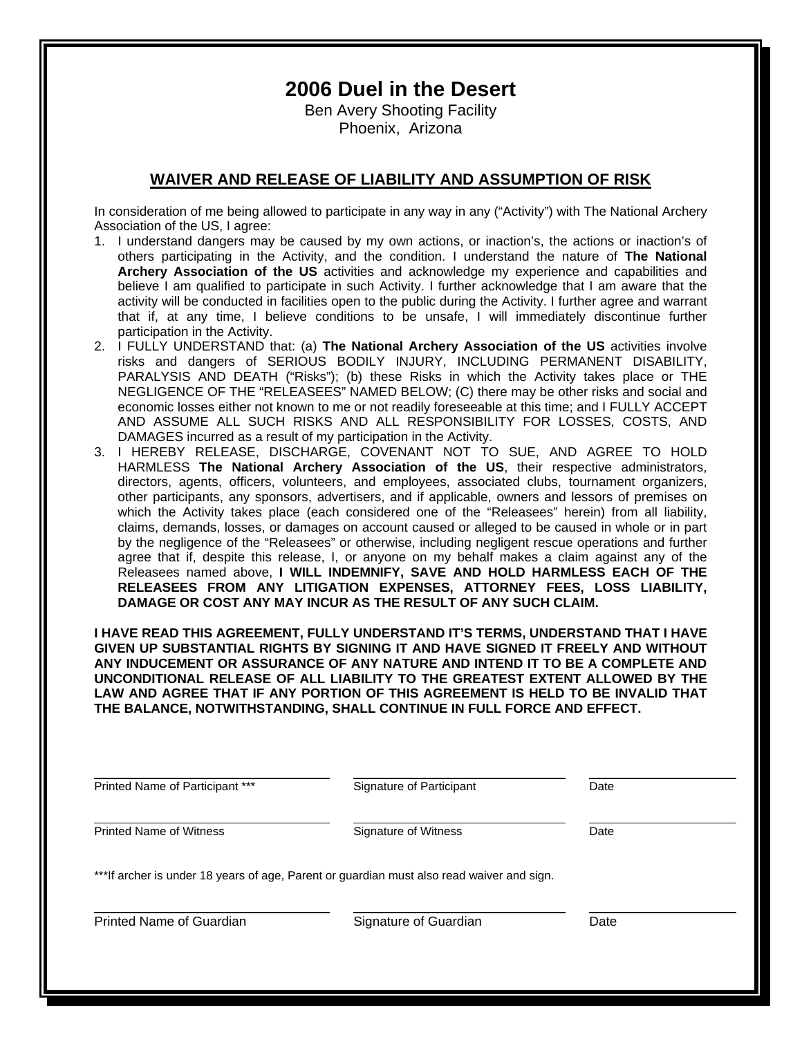# 2006 Duel in the Desert

Ben Avery Shooting Facility
Phoenix, Arizona

## WAIVER AND RELEASE OF LIABILITY AND ASSUMPTION OF RISK

In consideration of me being allowed to participate in any way in any ("Activity") with The National Archery Association of the US, I agree:

1. I understand dangers may be caused by my own actions, or inaction's, the actions or inaction's of others participating in the Activity, and the condition. I understand the nature of **The National Archery Association of the US** activities and acknowledge my experience and capabilities and believe I am qualified to participate in such Activity. I further acknowledge that I am aware that the activity will be conducted in facilities open to the public during the Activity. I further agree and warrant that if, at any time, I believe conditions to be unsafe, I will immediately discontinue further participation in the Activity.
2. I FULLY UNDERSTAND that: (a) **The National Archery Association of the US** activities involve risks and dangers of SERIOUS BODILY INJURY, INCLUDING PERMANENT DISABILITY, PARALYSIS AND DEATH ("Risks"); (b) these Risks in which the Activity takes place or THE NEGLIGENCE OF THE "RELEASEES" NAMED BELOW; (C) there may be other risks and social and economic losses either not known to me or not readily foreseeable at this time; and I FULLY ACCEPT AND ASSUME ALL SUCH RISKS AND ALL RESPONSIBILITY FOR LOSSES, COSTS, AND DAMAGES incurred as a result of my participation in the Activity.
3. I HEREBY RELEASE, DISCHARGE, COVENANT NOT TO SUE, AND AGREE TO HOLD HARMLESS **The National Archery Association of the US**, their respective administrators, directors, agents, officers, volunteers, and employees, associated clubs, tournament organizers, other participants, any sponsors, advertisers, and if applicable, owners and lessors of premises on which the Activity takes place (each considered one of the "Releasees" herein) from all liability, claims, demands, losses, or damages on account caused or alleged to be caused in whole or in part by the negligence of the "Releasees" or otherwise, including negligent rescue operations and further agree that if, despite this release, I, or anyone on my behalf makes a claim against any of the Releasees named above, **I WILL INDEMNIFY, SAVE AND HOLD HARMLESS EACH OF THE RELEASEES FROM ANY LITIGATION EXPENSES, ATTORNEY FEES, LOSS LIABILITY, DAMAGE OR COST ANY MAY INCUR AS THE RESULT OF ANY SUCH CLAIM.**

**I HAVE READ THIS AGREEMENT, FULLY UNDERSTAND IT'S TERMS, UNDERSTAND THAT I HAVE GIVEN UP SUBSTANTIAL RIGHTS BY SIGNING IT AND HAVE SIGNED IT FREELY AND WITHOUT ANY INDUCEMENT OR ASSURANCE OF ANY NATURE AND INTEND IT TO BE A COMPLETE AND UNCONDITIONAL RELEASE OF ALL LIABILITY TO THE GREATEST EXTENT ALLOWED BY THE LAW AND AGREE THAT IF ANY PORTION OF THIS AGREEMENT IS HELD TO BE INVALID THAT THE BALANCE, NOTWITHSTANDING, SHALL CONTINUE IN FULL FORCE AND EFFECT.**

Printed Name of Participant *** Signature of Participant Date

Printed Name of Witness Signature of Witness Date

***If archer is under 18 years of age, Parent or guardian must also read waiver and sign.

Printed Name of Guardian Signature of Guardian Date